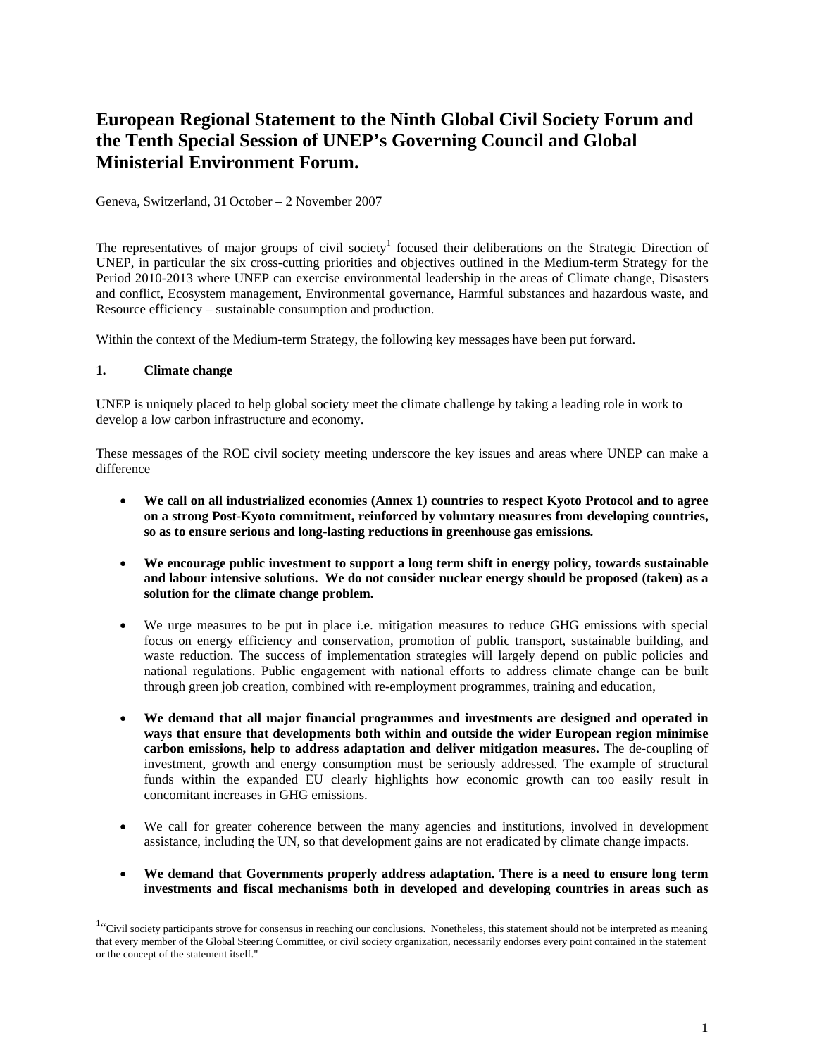# European Regional Statement to the Ninth Global Civil Society Forum and the Tenth Special Session of UNEP's Governing Council and Global Ministerial Environment Forum.

Geneva, Switzerland, 31 October – 2 November 2007

The representatives of major groups of civil society[1] focused their deliberations on the Strategic Direction of UNEP, in particular the six cross-cutting priorities and objectives outlined in the Medium-term Strategy for the Period 2010-2013 where UNEP can exercise environmental leadership in the areas of Climate change, Disasters and conflict, Ecosystem management, Environmental governance, Harmful substances and hazardous waste, and Resource efficiency – sustainable consumption and production.

Within the context of the Medium-term Strategy, the following key messages have been put forward.

**1. Climate change**

UNEP is uniquely placed to help global society meet the climate challenge by taking a leading role in work to develop a low carbon infrastructure and economy.

These messages of the ROE civil society meeting underscore the key issues and areas where UNEP can make a difference

- **We call on all industrialized economies (Annex 1) countries to respect Kyoto Protocol and to agree on a strong Post-Kyoto commitment, reinforced by voluntary measures from developing countries, so as to ensure serious and long-lasting reductions in greenhouse gas emissions.**

- **We encourage public investment to support a long term shift in energy policy, towards sustainable and labour intensive solutions. We do not consider nuclear energy should be proposed (taken) as a solution for the climate change problem.**

- We urge measures to be put in place i.e. mitigation measures to reduce GHG emissions with special focus on energy efficiency and conservation, promotion of public transport, sustainable building, and waste reduction. The success of implementation strategies will largely depend on public policies and national regulations. Public engagement with national efforts to address climate change can be built through green job creation, combined with re-employment programmes, training and education,

- **We demand that all major financial programmes and investments are designed and operated in ways that ensure that developments both within and outside the wider European region minimise carbon emissions, help to address adaptation and deliver mitigation measures.** The de-coupling of investment, growth and energy consumption must be seriously addressed. The example of structural funds within the expanded EU clearly highlights how economic growth can too easily result in concomitant increases in GHG emissions.

- We call for greater coherence between the many agencies and institutions, involved in development assistance, including the UN, so that development gains are not eradicated by climate change impacts.

- **We demand that Governments properly address adaptation. There is a need to ensure long term investments and fiscal mechanisms both in developed and developing countries in areas such as**

---

[1] "Civil society participants strove for consensus in reaching our conclusions. Nonetheless, this statement should not be interpreted as meaning that every member of the Global Steering Committee, or civil society organization, necessarily endorses every point contained in the statement or the concept of the statement itself."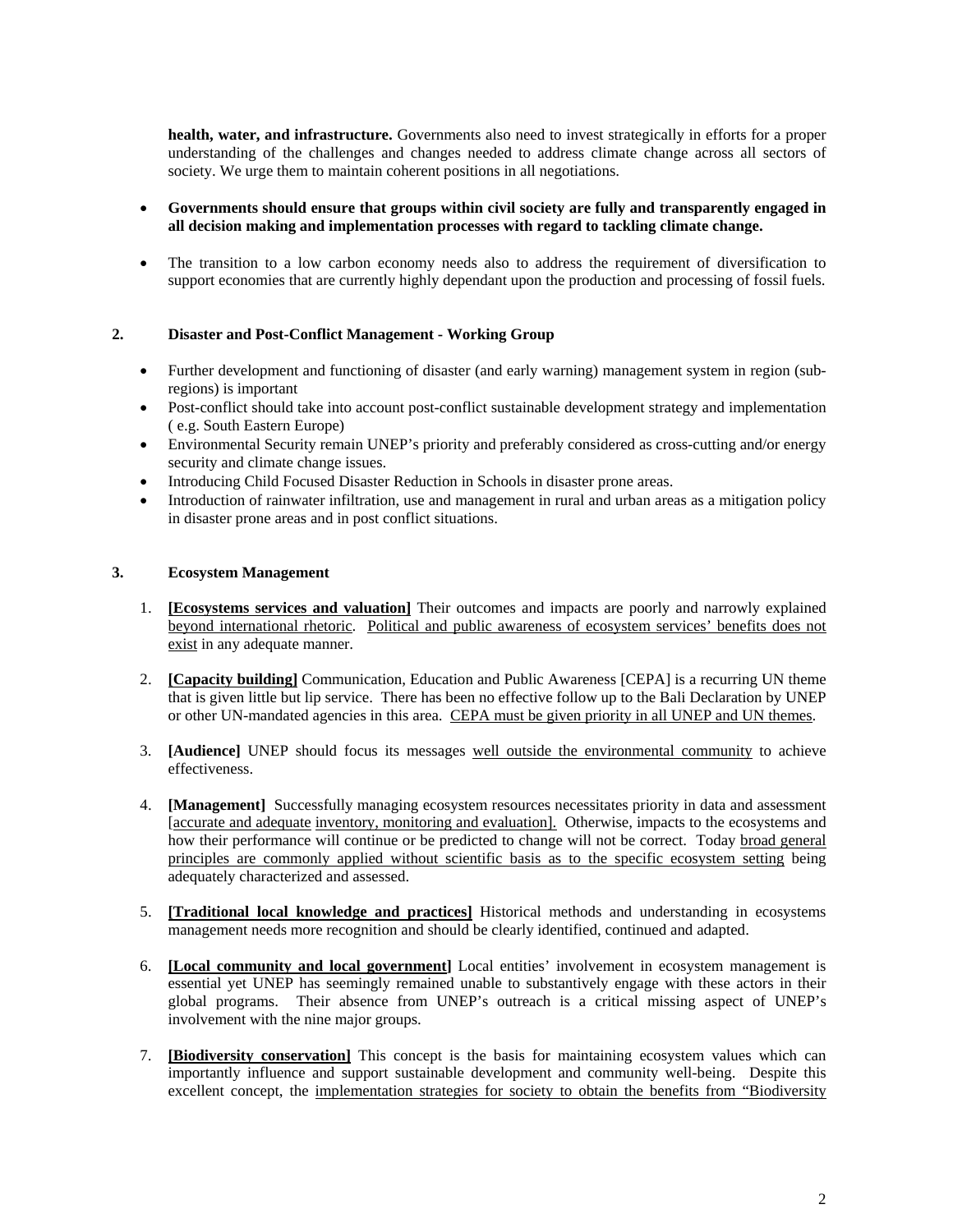**health, water, and infrastructure.** Governments also need to invest strategically in efforts for a proper understanding of the challenges and changes needed to address climate change across all sectors of society. We urge them to maintain coherent positions in all negotiations.

- **Governments should ensure that groups within civil society are fully and transparently engaged in all decision making and implementation processes with regard to tackling climate change.**

- The transition to a low carbon economy needs also to address the requirement of diversification to support economies that are currently highly dependant upon the production and processing of fossil fuels.

## 2. Disaster and Post-Conflict Management - Working Group

- Further development and functioning of disaster (and early warning) management system in region (sub-regions) is important
- Post-conflict should take into account post-conflict sustainable development strategy and implementation ( e.g. South Eastern Europe)
- Environmental Security remain UNEP's priority and preferably considered as cross-cutting and/or energy security and climate change issues.
- Introducing Child Focused Disaster Reduction in Schools in disaster prone areas.
- Introduction of rainwater infiltration, use and management in rural and urban areas as a mitigation policy in disaster prone areas and in post conflict situations.

## 3. Ecosystem Management

1. **[Ecosystems services and valuation]** Their outcomes and impacts are poorly and narrowly explained beyond international rhetoric. Political and public awareness of ecosystem services' benefits does not exist in any adequate manner.

2. **[Capacity building]** Communication, Education and Public Awareness [CEPA] is a recurring UN theme that is given little but lip service. There has been no effective follow up to the Bali Declaration by UNEP or other UN-mandated agencies in this area. CEPA must be given priority in all UNEP and UN themes.

3. **[Audience]** UNEP should focus its messages well outside the environmental community to achieve effectiveness.

4. **[Management]** Successfully managing ecosystem resources necessitates priority in data and assessment [accurate and adequate inventory, monitoring and evaluation]. Otherwise, impacts to the ecosystems and how their performance will continue or be predicted to change will not be correct. Today broad general principles are commonly applied without scientific basis as to the specific ecosystem setting being adequately characterized and assessed.

5. **[Traditional local knowledge and practices]** Historical methods and understanding in ecosystems management needs more recognition and should be clearly identified, continued and adapted.

6. **[Local community and local government]** Local entities' involvement in ecosystem management is essential yet UNEP has seemingly remained unable to substantively engage with these actors in their global programs. Their absence from UNEP's outreach is a critical missing aspect of UNEP's involvement with the nine major groups.

7. **[Biodiversity conservation]** This concept is the basis for maintaining ecosystem values which can importantly influence and support sustainable development and community well-being. Despite this excellent concept, the implementation strategies for society to obtain the benefits from "Biodiversity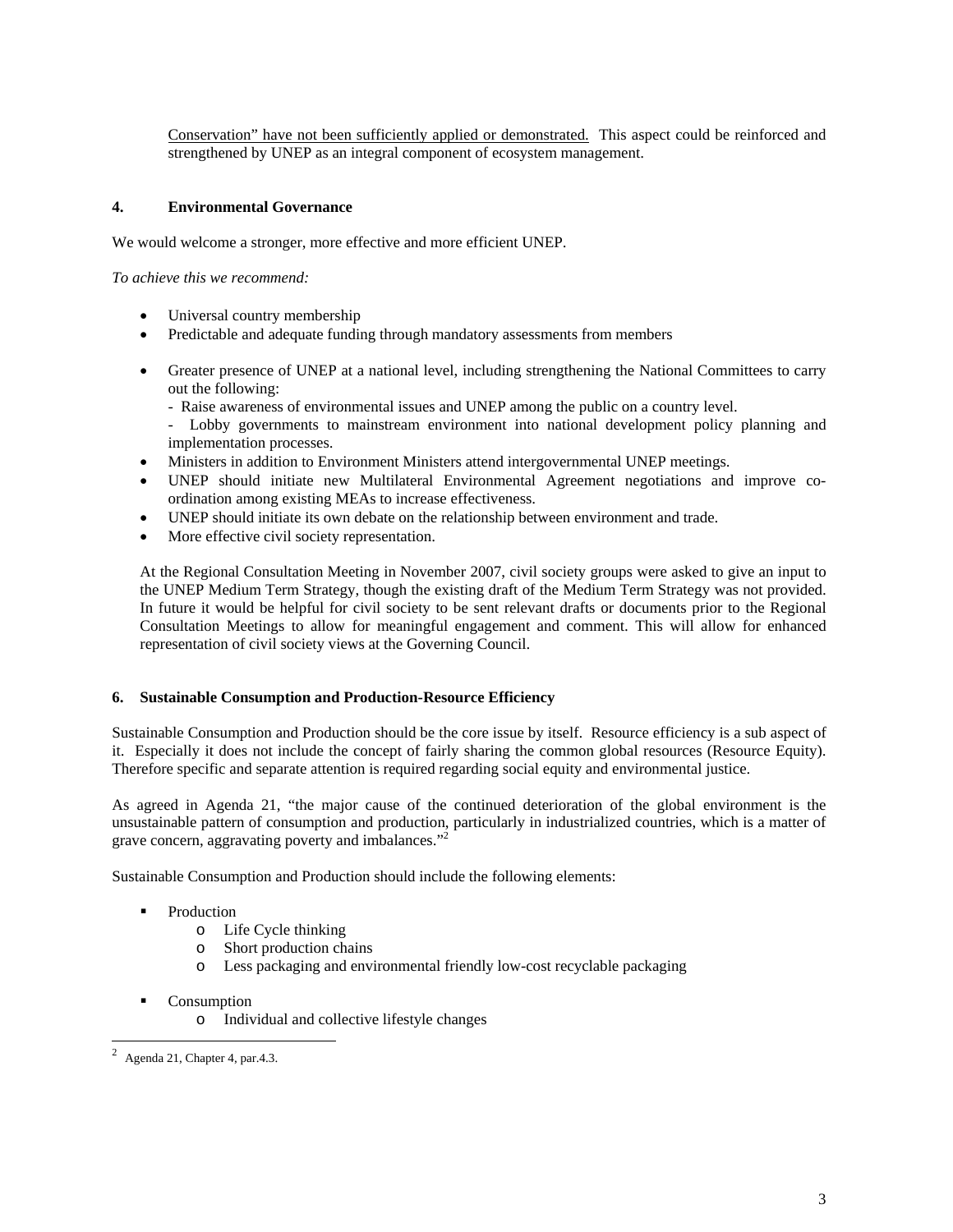Conservation" have not been sufficiently applied or demonstrated. This aspect could be reinforced and strengthened by UNEP as an integral component of ecosystem management.

## 4. Environmental Governance

We would welcome a stronger, more effective and more efficient UNEP.

*To achieve this we recommend:*

- Universal country membership
- Predictable and adequate funding through mandatory assessments from members

- Greater presence of UNEP at a national level, including strengthening the National Committees to carry out the following:
  - Raise awareness of environmental issues and UNEP among the public on a country level.
  - Lobby governments to mainstream environment into national development policy planning and implementation processes.
- Ministers in addition to Environment Ministers attend intergovernmental UNEP meetings.
- UNEP should initiate new Multilateral Environmental Agreement negotiations and improve co-ordination among existing MEAs to increase effectiveness.
- UNEP should initiate its own debate on the relationship between environment and trade.
- More effective civil society representation.

At the Regional Consultation Meeting in November 2007, civil society groups were asked to give an input to the UNEP Medium Term Strategy, though the existing draft of the Medium Term Strategy was not provided. In future it would be helpful for civil society to be sent relevant drafts or documents prior to the Regional Consultation Meetings to allow for meaningful engagement and comment. This will allow for enhanced representation of civil society views at the Governing Council.

## 6. Sustainable Consumption and Production-Resource Efficiency

Sustainable Consumption and Production should be the core issue by itself. Resource efficiency is a sub aspect of it. Especially it does not include the concept of fairly sharing the common global resources (Resource Equity). Therefore specific and separate attention is required regarding social equity and environmental justice.

As agreed in Agenda 21, "the major cause of the continued deterioration of the global environment is the unsustainable pattern of consumption and production, particularly in industrialized countries, which is a matter of grave concern, aggravating poverty and imbalances."[2]

Sustainable Consumption and Production should include the following elements:

- Production
  - Life Cycle thinking
  - Short production chains
  - Less packaging and environmental friendly low-cost recyclable packaging

- Consumption
  - Individual and collective lifestyle changes

[2] Agenda 21, Chapter 4, par.4.3.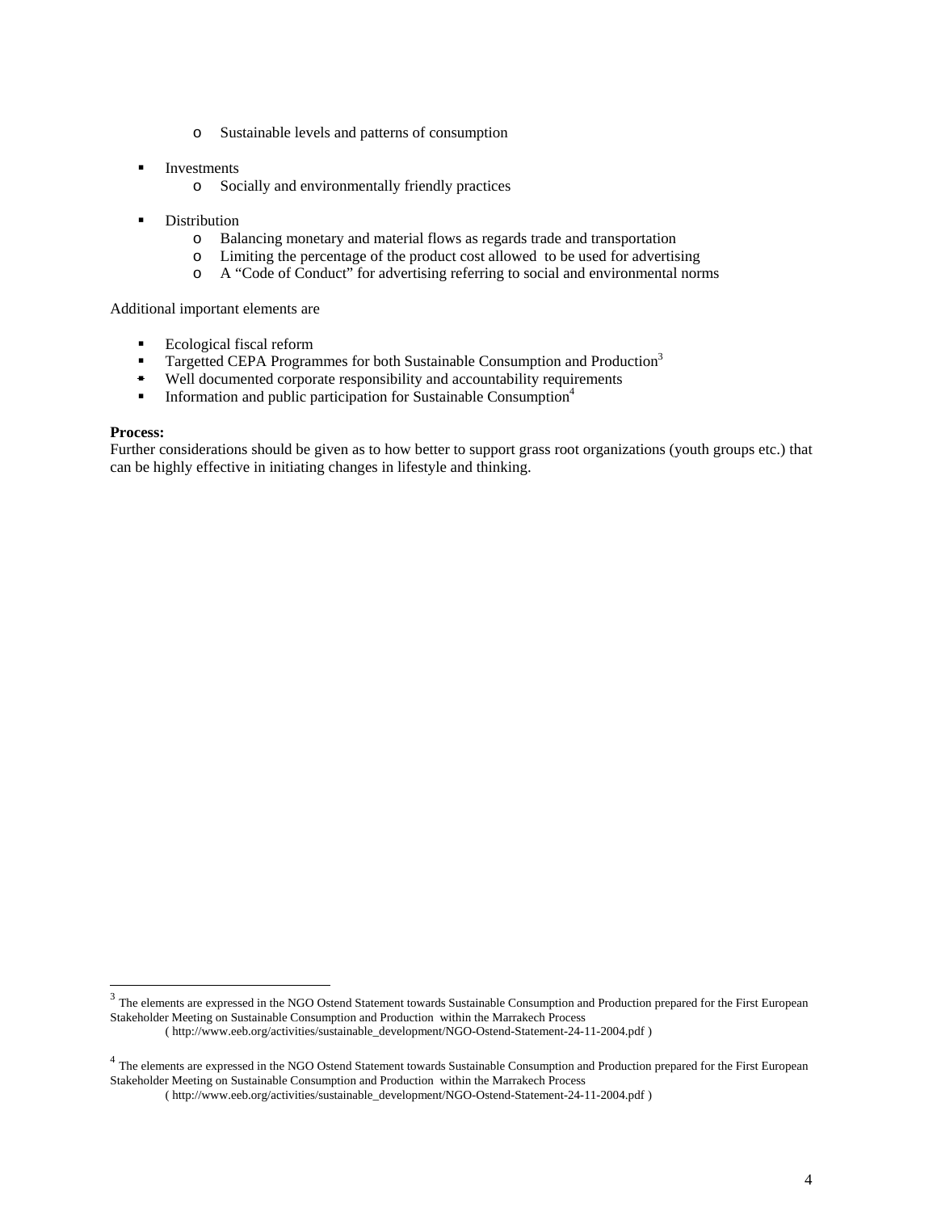- Sustainable levels and patterns of consumption

- Investments
    - Socially and environmentally friendly practices

- Distribution
    - Balancing monetary and material flows as regards trade and transportation
    - Limiting the percentage of the product cost allowed  to be used for advertising
    - A "Code of Conduct" for advertising referring to social and environmental norms

Additional important elements are

- Ecological fiscal reform
- Targetted CEPA Programmes for both Sustainable Consumption and Production[3]
- Well documented corporate responsibility and accountability requirements
- Information and public participation for Sustainable Consumption[4]

**Process:**
Further considerations should be given as to how better to support grass root organizations (youth groups etc.) that can be highly effective in initiating changes in lifestyle and thinking.

---

[3] The elements are expressed in the NGO Ostend Statement towards Sustainable Consumption and Production prepared for the First European Stakeholder Meeting on Sustainable Consumption and Production  within the Marrakech Process
( http://www.eeb.org/activities/sustainable_development/NGO-Ostend-Statement-24-11-2004.pdf )

[4] The elements are expressed in the NGO Ostend Statement towards Sustainable Consumption and Production prepared for the First European Stakeholder Meeting on Sustainable Consumption and Production  within the Marrakech Process
( http://www.eeb.org/activities/sustainable_development/NGO-Ostend-Statement-24-11-2004.pdf )